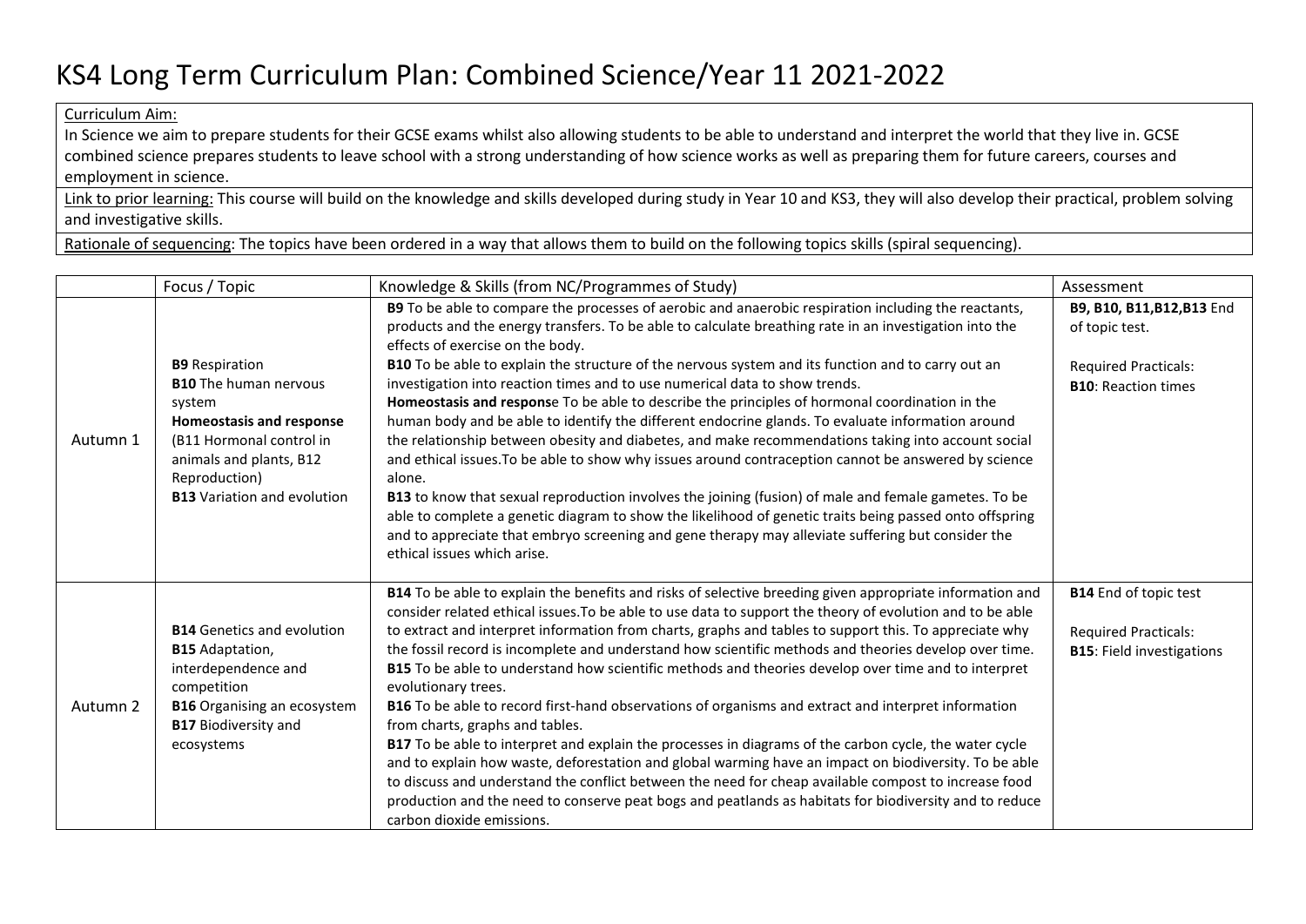# KS4 Long Term Curriculum Plan: Combined Science/Year 11 2021-2022

Curriculum Aim:
In Science we aim to prepare students for their GCSE exams whilst also allowing students to be able to understand and interpret the world that they live in. GCSE combined science prepares students to leave school with a strong understanding of how science works as well as preparing them for future careers, courses and employment in science.

Link to prior learning: This course will build on the knowledge and skills developed during study in Year 10 and KS3, they will also develop their practical, problem solving and investigative skills.

Rationale of sequencing: The topics have been ordered in a way that allows them to build on the following topics skills (spiral sequencing).

| | Focus / Topic | Knowledge & Skills (from NC/Programmes of Study) | Assessment |
|---|---|---|---|
| Autumn 1 | **B9** Respiration<br>**B10** The human nervous system<br>**Homeostasis and response** (B11 Hormonal control in animals and plants, B12 Reproduction)<br>**B13** Variation and evolution | **B9** To be able to compare the processes of aerobic and anaerobic respiration including the reactants, products and the energy transfers. To be able to calculate breathing rate in an investigation into the effects of exercise on the body.<br>**B10** To be able to explain the structure of the nervous system and its function and to carry out an investigation into reaction times and to use numerical data to show trends.<br>**Homeostasis and respons**e To be able to describe the principles of hormonal coordination in the human body and be able to identify the different endocrine glands. To evaluate information around the relationship between obesity and diabetes, and make recommendations taking into account social and ethical issues.To be able to show why issues around contraception cannot be answered by science alone.<br>**B13** to know that sexual reproduction involves the joining (fusion) of male and female gametes. To be able to complete a genetic diagram to show the likelihood of genetic traits being passed onto offspring and to appreciate that embryo screening and gene therapy may alleviate suffering but consider the ethical issues which arise. | **B9, B10, B11,B12,B13** End of topic test.<br><br>Required Practicals:<br>**B10**: Reaction times |
| Autumn 2 | **B14** Genetics and evolution<br>**B15** Adaptation, interdependence and competition<br>**B16** Organising an ecosystem<br>**B17** Biodiversity and ecosystems | **B14** To be able to explain the benefits and risks of selective breeding given appropriate information and consider related ethical issues.To be able to use data to support the theory of evolution and to be able to extract and interpret information from charts, graphs and tables to support this. To appreciate why the fossil record is incomplete and understand how scientific methods and theories develop over time.<br>**B15** To be able to understand how scientific methods and theories develop over time and to interpret evolutionary trees.<br>**B16** To be able to record first-hand observations of organisms and extract and interpret information from charts, graphs and tables.<br>**B17** To be able to interpret and explain the processes in diagrams of the carbon cycle, the water cycle and to explain how waste, deforestation and global warming have an impact on biodiversity. To be able to discuss and understand the conflict between the need for cheap available compost to increase food production and the need to conserve peat bogs and peatlands as habitats for biodiversity and to reduce carbon dioxide emissions. | **B14** End of topic test<br><br>Required Practicals:<br>**B15**: Field investigations |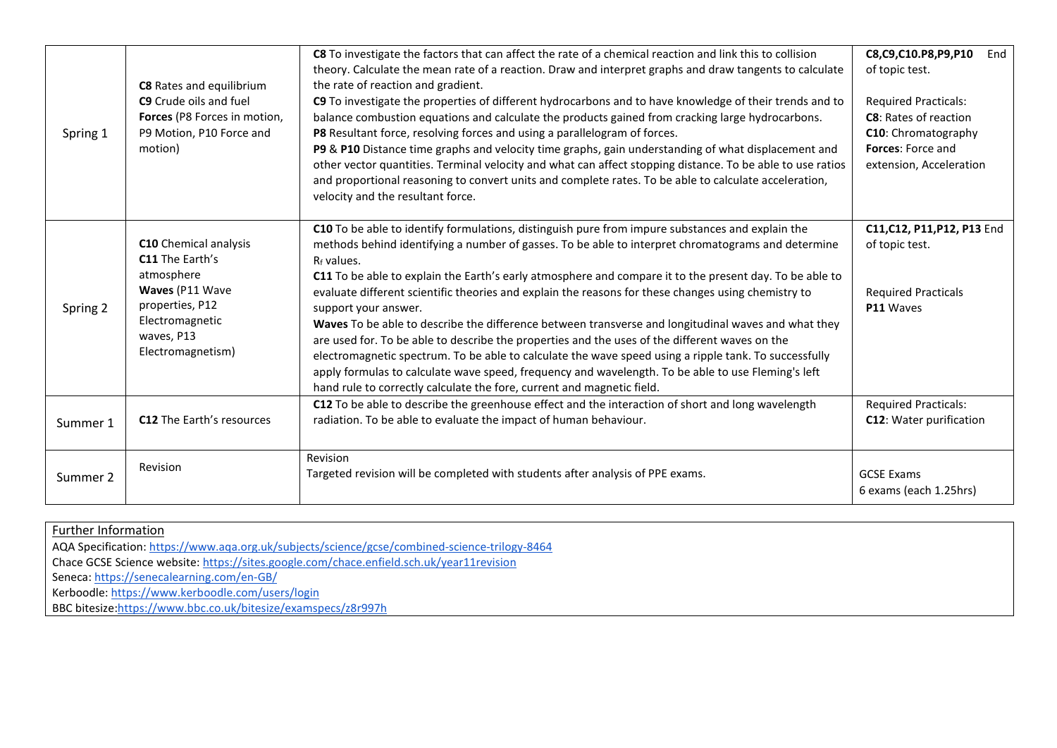| | | | |
|---|---|---|---|
| Spring 1 | **C8** Rates and equilibrium<br>**C9** Crude oils and fuel<br>**Forces** (P8 Forces in motion, P9 Motion, P10 Force and motion) | **C8** To investigate the factors that can affect the rate of a chemical reaction and link this to collision theory. Calculate the mean rate of a reaction. Draw and interpret graphs and draw tangents to calculate the rate of reaction and gradient.<br>**C9** To investigate the properties of different hydrocarbons and to have knowledge of their trends and to balance combustion equations and calculate the products gained from cracking large hydrocarbons.<br>**P8** Resultant force, resolving forces and using a parallelogram of forces.<br>**P9** & **P10** Distance time graphs and velocity time graphs, gain understanding of what displacement and other vector quantities. Terminal velocity and what can affect stopping distance. To be able to use ratios and proportional reasoning to convert units and complete rates. To be able to calculate acceleration, velocity and the resultant force. | **C8,C9,C10.P8,P9,P10** End of topic test.<br><br>Required Practicals:<br>**C8**: Rates of reaction<br>**C10**: Chromatography<br>**Forces**: Force and extension, Acceleration |
| Spring 2 | **C10** Chemical analysis<br>**C11** The Earth's atmosphere<br>**Waves** (P11 Wave properties, P12 Electromagnetic waves, P13 Electromagnetism) | **C10** To be able to identify formulations, distinguish pure from impure substances and explain the methods behind identifying a number of gasses. To be able to interpret chromatograms and determine $R_f$ values.<br>**C11** To be able to explain the Earth's early atmosphere and compare it to the present day. To be able to evaluate different scientific theories and explain the reasons for these changes using chemistry to support your answer.<br>**Waves** To be able to describe the difference between transverse and longitudinal waves and what they are used for. To be able to describe the properties and the uses of the different waves on the electromagnetic spectrum. To be able to calculate the wave speed using a ripple tank. To successfully apply formulas to calculate wave speed, frequency and wavelength. To be able to use Fleming's left hand rule to correctly calculate the fore, current and magnetic field. | **C11,C12, P11,P12, P13** End of topic test.<br><br>Required Practicals<br>**P11** Waves |
| Summer 1 | **C12** The Earth's resources | **C12** To be able to describe the greenhouse effect and the interaction of short and long wavelength radiation. To be able to evaluate the impact of human behaviour. | Required Practicals:<br>**C12**: Water purification |
| Summer 2 | Revision | Revision<br>Targeted revision will be completed with students after analysis of PPE exams. | GCSE Exams<br>6 exams (each 1.25hrs) |

Further Information

AQA Specification: https://www.aqa.org.uk/subjects/science/gcse/combined-science-trilogy-8464
Chace GCSE Science website: https://sites.google.com/chace.enfield.sch.uk/year11revision
Seneca: https://senecalearning.com/en-GB/
Kerboodle: https://www.kerboodle.com/users/login
BBC bitesize:https://www.bbc.co.uk/bitesize/examspecs/z8r997h